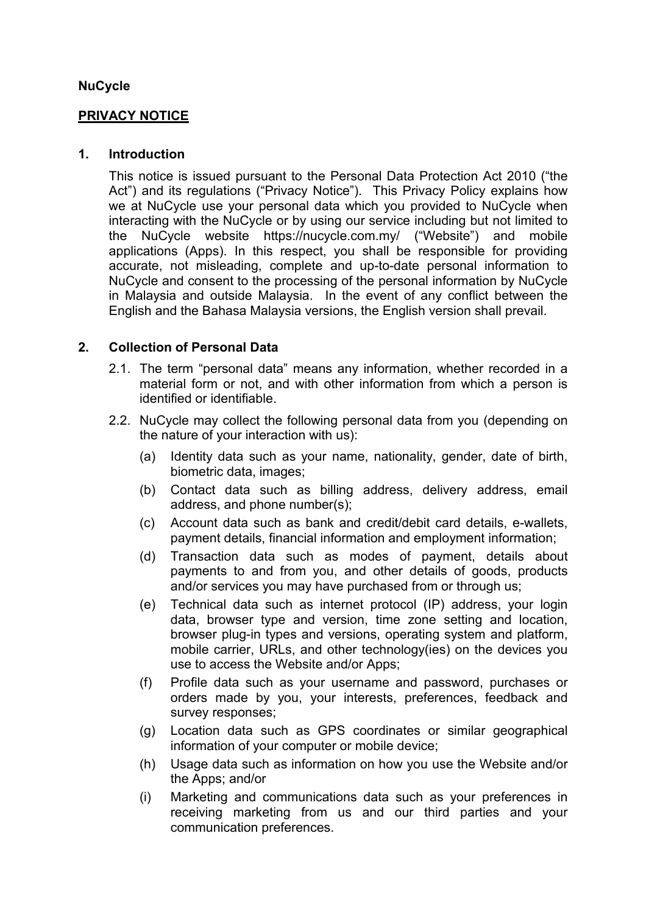**NuCycle**

**PRIVACY NOTICE**

## 1. Introduction

This notice is issued pursuant to the Personal Data Protection Act 2010 ("the Act") and its regulations ("Privacy Notice"). This Privacy Policy explains how we at NuCycle use your personal data which you provided to NuCycle when interacting with the NuCycle or by using our service including but not limited to the NuCycle website https://nucycle.com.my/ ("Website") and mobile applications (Apps). In this respect, you shall be responsible for providing accurate, not misleading, complete and up-to-date personal information to NuCycle and consent to the processing of the personal information by NuCycle in Malaysia and outside Malaysia. In the event of any conflict between the English and the Bahasa Malaysia versions, the English version shall prevail.

## 2. Collection of Personal Data

2.1. The term "personal data" means any information, whether recorded in a material form or not, and with other information from which a person is identified or identifiable.

2.2. NuCycle may collect the following personal data from you (depending on the nature of your interaction with us):

(a) Identity data such as your name, nationality, gender, date of birth, biometric data, images;

(b) Contact data such as billing address, delivery address, email address, and phone number(s);

(c) Account data such as bank and credit/debit card details, e-wallets, payment details, financial information and employment information;

(d) Transaction data such as modes of payment, details about payments to and from you, and other details of goods, products and/or services you may have purchased from or through us;

(e) Technical data such as internet protocol (IP) address, your login data, browser type and version, time zone setting and location, browser plug-in types and versions, operating system and platform, mobile carrier, URLs, and other technology(ies) on the devices you use to access the Website and/or Apps;

(f) Profile data such as your username and password, purchases or orders made by you, your interests, preferences, feedback and survey responses;

(g) Location data such as GPS coordinates or similar geographical information of your computer or mobile device;

(h) Usage data such as information on how you use the Website and/or the Apps; and/or

(i) Marketing and communications data such as your preferences in receiving marketing from us and our third parties and your communication preferences.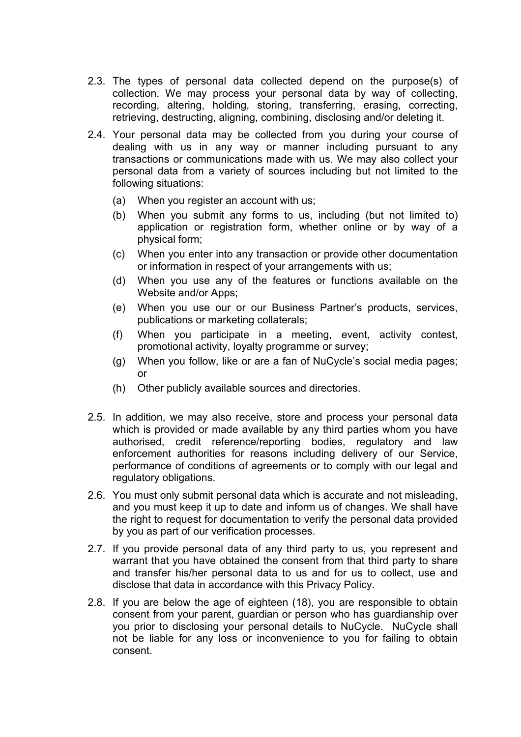2.3. The types of personal data collected depend on the purpose(s) of collection. We may process your personal data by way of collecting, recording, altering, holding, storing, transferring, erasing, correcting, retrieving, destructing, aligning, combining, disclosing and/or deleting it.

2.4. Your personal data may be collected from you during your course of dealing with us in any way or manner including pursuant to any transactions or communications made with us. We may also collect your personal data from a variety of sources including but not limited to the following situations:

(a) When you register an account with us;

(b) When you submit any forms to us, including (but not limited to) application or registration form, whether online or by way of a physical form;

(c) When you enter into any transaction or provide other documentation or information in respect of your arrangements with us;

(d) When you use any of the features or functions available on the Website and/or Apps;

(e) When you use our or our Business Partner's products, services, publications or marketing collaterals;

(f) When you participate in a meeting, event, activity contest, promotional activity, loyalty programme or survey;

(g) When you follow, like or are a fan of NuCycle's social media pages; or

(h) Other publicly available sources and directories.

2.5. In addition, we may also receive, store and process your personal data which is provided or made available by any third parties whom you have authorised, credit reference/reporting bodies, regulatory and law enforcement authorities for reasons including delivery of our Service, performance of conditions of agreements or to comply with our legal and regulatory obligations.

2.6. You must only submit personal data which is accurate and not misleading, and you must keep it up to date and inform us of changes. We shall have the right to request for documentation to verify the personal data provided by you as part of our verification processes.

2.7. If you provide personal data of any third party to us, you represent and warrant that you have obtained the consent from that third party to share and transfer his/her personal data to us and for us to collect, use and disclose that data in accordance with this Privacy Policy.

2.8. If you are below the age of eighteen (18), you are responsible to obtain consent from your parent, guardian or person who has guardianship over you prior to disclosing your personal details to NuCycle. NuCycle shall not be liable for any loss or inconvenience to you for failing to obtain consent.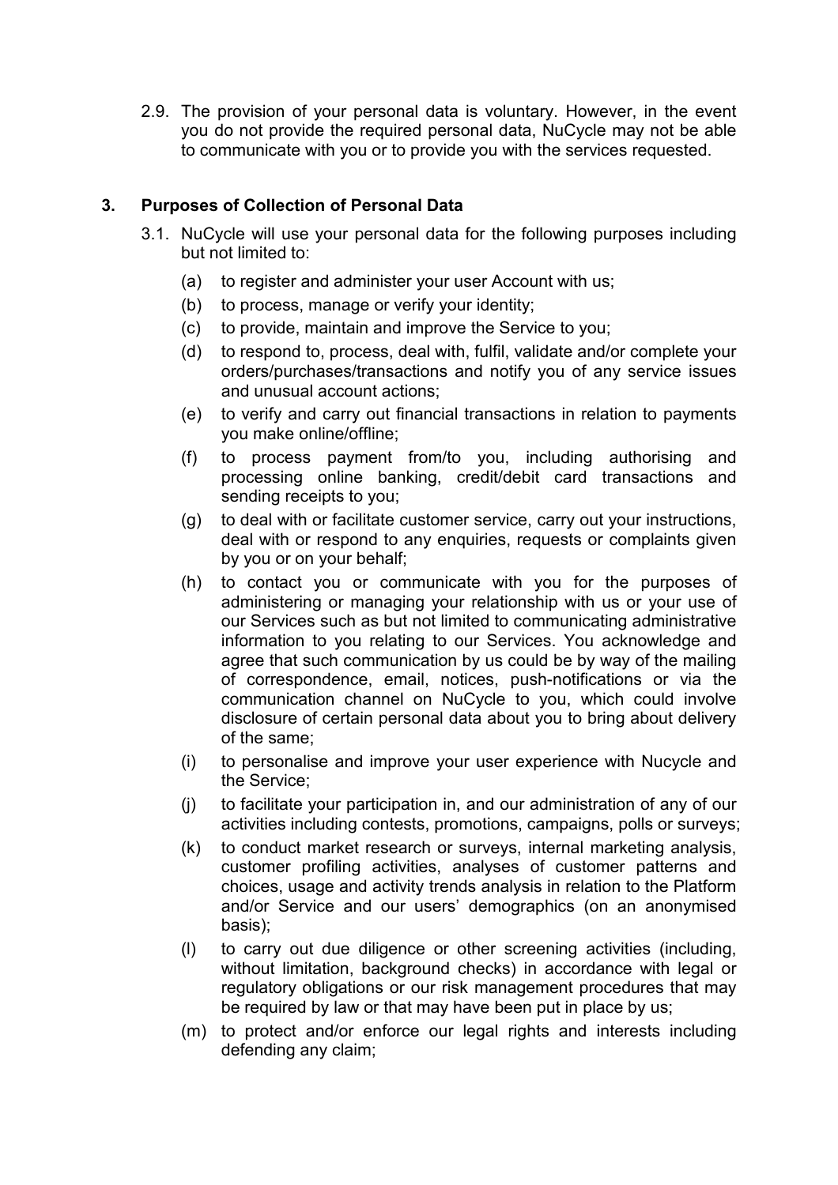2.9. The provision of your personal data is voluntary. However, in the event you do not provide the required personal data, NuCycle may not be able to communicate with you or to provide you with the services requested.

## 3. Purposes of Collection of Personal Data

3.1. NuCycle will use your personal data for the following purposes including but not limited to:

(a) to register and administer your user Account with us;

(b) to process, manage or verify your identity;

(c) to provide, maintain and improve the Service to you;

(d) to respond to, process, deal with, fulfil, validate and/or complete your orders/purchases/transactions and notify you of any service issues and unusual account actions;

(e) to verify and carry out financial transactions in relation to payments you make online/offline;

(f) to process payment from/to you, including authorising and processing online banking, credit/debit card transactions and sending receipts to you;

(g) to deal with or facilitate customer service, carry out your instructions, deal with or respond to any enquiries, requests or complaints given by you or on your behalf;

(h) to contact you or communicate with you for the purposes of administering or managing your relationship with us or your use of our Services such as but not limited to communicating administrative information to you relating to our Services. You acknowledge and agree that such communication by us could be by way of the mailing of correspondence, email, notices, push-notifications or via the communication channel on NuCycle to you, which could involve disclosure of certain personal data about you to bring about delivery of the same;

(i) to personalise and improve your user experience with Nucycle and the Service;

(j) to facilitate your participation in, and our administration of any of our activities including contests, promotions, campaigns, polls or surveys;

(k) to conduct market research or surveys, internal marketing analysis, customer profiling activities, analyses of customer patterns and choices, usage and activity trends analysis in relation to the Platform and/or Service and our users' demographics (on an anonymised basis);

(l) to carry out due diligence or other screening activities (including, without limitation, background checks) in accordance with legal or regulatory obligations or our risk management procedures that may be required by law or that may have been put in place by us;

(m) to protect and/or enforce our legal rights and interests including defending any claim;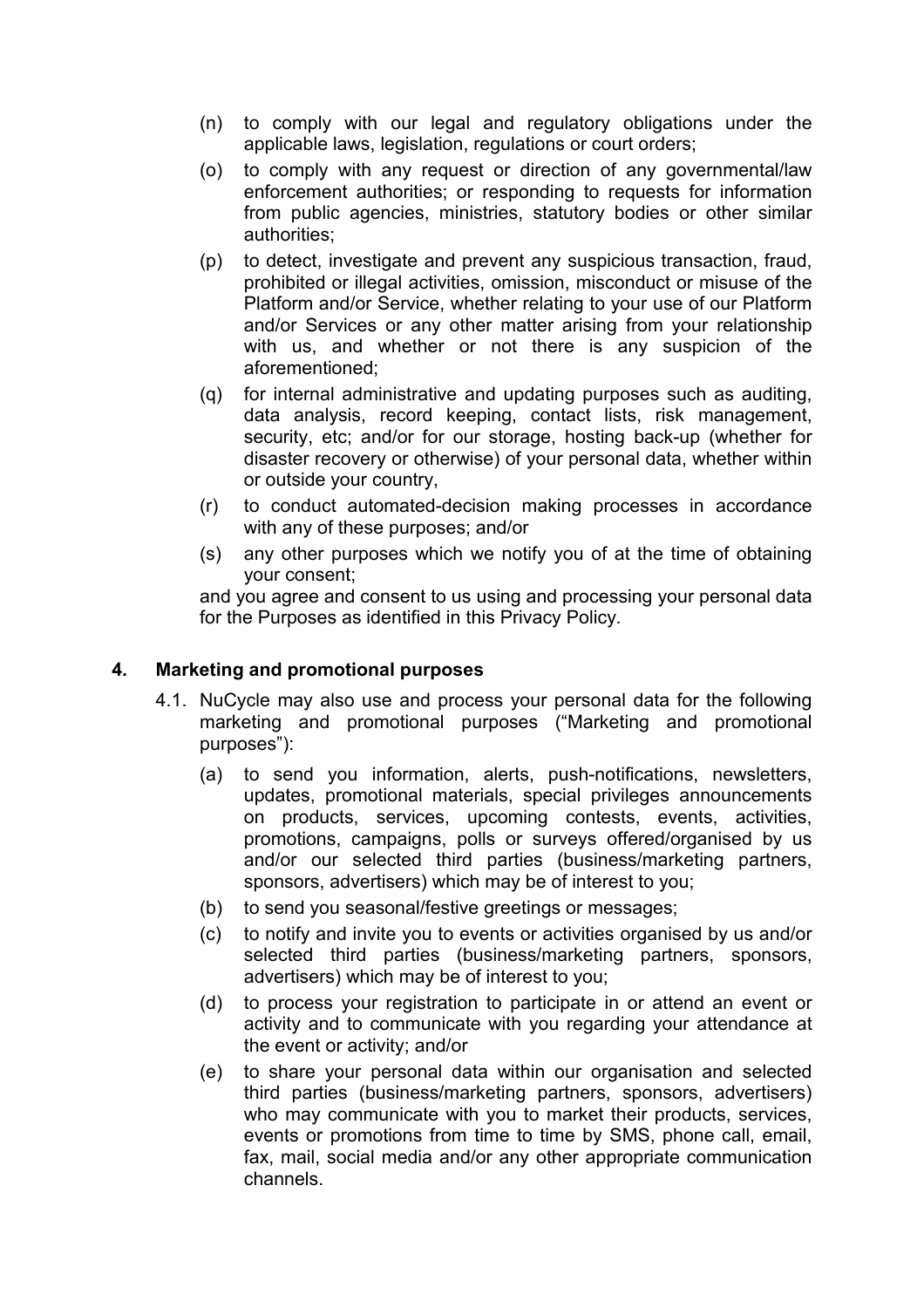(n) to comply with our legal and regulatory obligations under the applicable laws, legislation, regulations or court orders;

(o) to comply with any request or direction of any governmental/law enforcement authorities; or responding to requests for information from public agencies, ministries, statutory bodies or other similar authorities;

(p) to detect, investigate and prevent any suspicious transaction, fraud, prohibited or illegal activities, omission, misconduct or misuse of the Platform and/or Service, whether relating to your use of our Platform and/or Services or any other matter arising from your relationship with us, and whether or not there is any suspicion of the aforementioned;

(q) for internal administrative and updating purposes such as auditing, data analysis, record keeping, contact lists, risk management, security, etc; and/or for our storage, hosting back-up (whether for disaster recovery or otherwise) of your personal data, whether within or outside your country,

(r) to conduct automated-decision making processes in accordance with any of these purposes; and/or

(s) any other purposes which we notify you of at the time of obtaining your consent;

and you agree and consent to us using and processing your personal data for the Purposes as identified in this Privacy Policy.

## 4. Marketing and promotional purposes

4.1. NuCycle may also use and process your personal data for the following marketing and promotional purposes ("Marketing and promotional purposes"):

(a) to send you information, alerts, push-notifications, newsletters, updates, promotional materials, special privileges announcements on products, services, upcoming contests, events, activities, promotions, campaigns, polls or surveys offered/organised by us and/or our selected third parties (business/marketing partners, sponsors, advertisers) which may be of interest to you;

(b) to send you seasonal/festive greetings or messages;

(c) to notify and invite you to events or activities organised by us and/or selected third parties (business/marketing partners, sponsors, advertisers) which may be of interest to you;

(d) to process your registration to participate in or attend an event or activity and to communicate with you regarding your attendance at the event or activity; and/or

(e) to share your personal data within our organisation and selected third parties (business/marketing partners, sponsors, advertisers) who may communicate with you to market their products, services, events or promotions from time to time by SMS, phone call, email, fax, mail, social media and/or any other appropriate communication channels.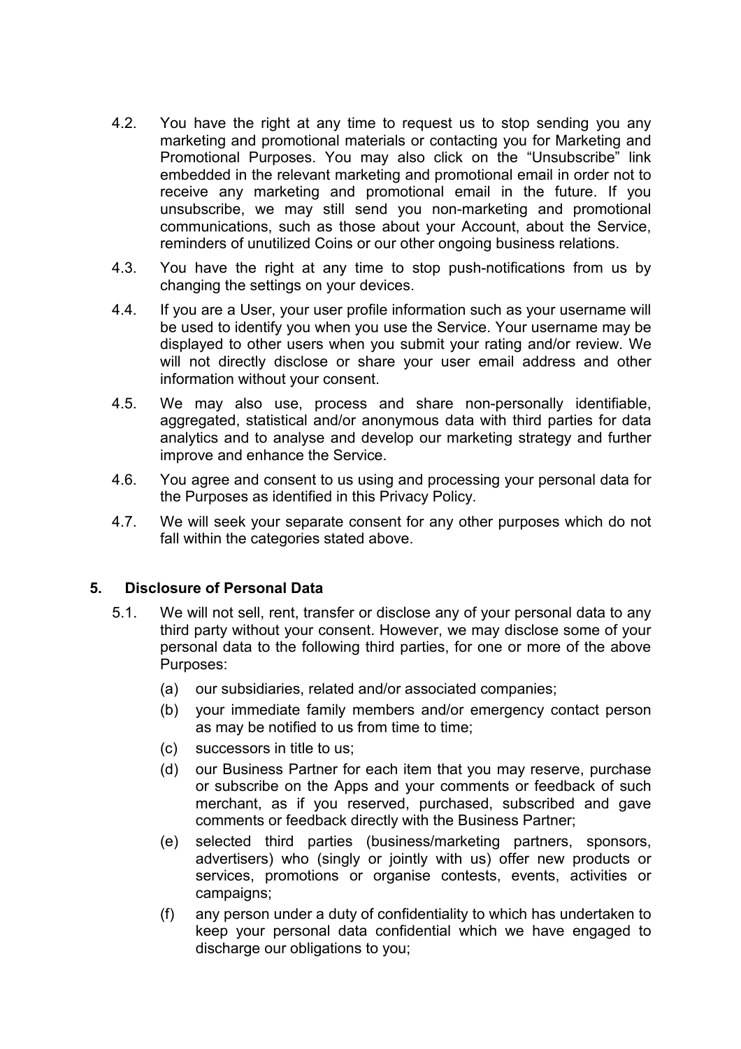4.2. You have the right at any time to request us to stop sending you any marketing and promotional materials or contacting you for Marketing and Promotional Purposes. You may also click on the "Unsubscribe" link embedded in the relevant marketing and promotional email in order not to receive any marketing and promotional email in the future. If you unsubscribe, we may still send you non-marketing and promotional communications, such as those about your Account, about the Service, reminders of unutilized Coins or our other ongoing business relations.

4.3. You have the right at any time to stop push-notifications from us by changing the settings on your devices.

4.4. If you are a User, your user profile information such as your username will be used to identify you when you use the Service. Your username may be displayed to other users when you submit your rating and/or review. We will not directly disclose or share your user email address and other information without your consent.

4.5. We may also use, process and share non-personally identifiable, aggregated, statistical and/or anonymous data with third parties for data analytics and to analyse and develop our marketing strategy and further improve and enhance the Service.

4.6. You agree and consent to us using and processing your personal data for the Purposes as identified in this Privacy Policy.

4.7. We will seek your separate consent for any other purposes which do not fall within the categories stated above.

## 5. Disclosure of Personal Data

5.1. We will not sell, rent, transfer or disclose any of your personal data to any third party without your consent. However, we may disclose some of your personal data to the following third parties, for one or more of the above Purposes:

(a) our subsidiaries, related and/or associated companies;

(b) your immediate family members and/or emergency contact person as may be notified to us from time to time;

(c) successors in title to us;

(d) our Business Partner for each item that you may reserve, purchase or subscribe on the Apps and your comments or feedback of such merchant, as if you reserved, purchased, subscribed and gave comments or feedback directly with the Business Partner;

(e) selected third parties (business/marketing partners, sponsors, advertisers) who (singly or jointly with us) offer new products or services, promotions or organise contests, events, activities or campaigns;

(f) any person under a duty of confidentiality to which has undertaken to keep your personal data confidential which we have engaged to discharge our obligations to you;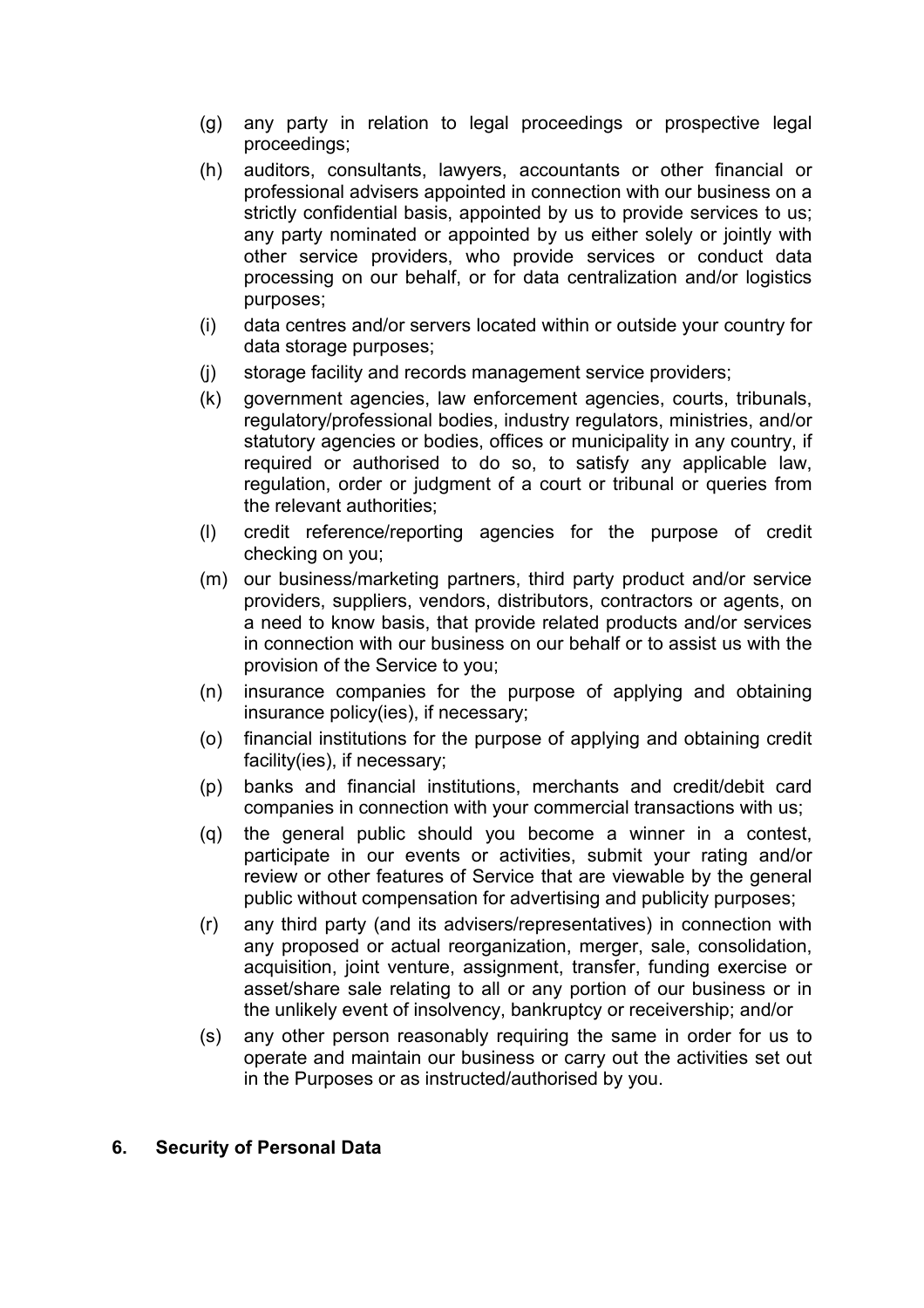(g) any party in relation to legal proceedings or prospective legal proceedings;

(h) auditors, consultants, lawyers, accountants or other financial or professional advisers appointed in connection with our business on a strictly confidential basis, appointed by us to provide services to us; any party nominated or appointed by us either solely or jointly with other service providers, who provide services or conduct data processing on our behalf, or for data centralization and/or logistics purposes;

(i) data centres and/or servers located within or outside your country for data storage purposes;

(j) storage facility and records management service providers;

(k) government agencies, law enforcement agencies, courts, tribunals, regulatory/professional bodies, industry regulators, ministries, and/or statutory agencies or bodies, offices or municipality in any country, if required or authorised to do so, to satisfy any applicable law, regulation, order or judgment of a court or tribunal or queries from the relevant authorities;

(l) credit reference/reporting agencies for the purpose of credit checking on you;

(m) our business/marketing partners, third party product and/or service providers, suppliers, vendors, distributors, contractors or agents, on a need to know basis, that provide related products and/or services in connection with our business on our behalf or to assist us with the provision of the Service to you;

(n) insurance companies for the purpose of applying and obtaining insurance policy(ies), if necessary;

(o) financial institutions for the purpose of applying and obtaining credit facility(ies), if necessary;

(p) banks and financial institutions, merchants and credit/debit card companies in connection with your commercial transactions with us;

(q) the general public should you become a winner in a contest, participate in our events or activities, submit your rating and/or review or other features of Service that are viewable by the general public without compensation for advertising and publicity purposes;

(r) any third party (and its advisers/representatives) in connection with any proposed or actual reorganization, merger, sale, consolidation, acquisition, joint venture, assignment, transfer, funding exercise or asset/share sale relating to all or any portion of our business or in the unlikely event of insolvency, bankruptcy or receivership; and/or

(s) any other person reasonably requiring the same in order for us to operate and maintain our business or carry out the activities set out in the Purposes or as instructed/authorised by you.

## 6. Security of Personal Data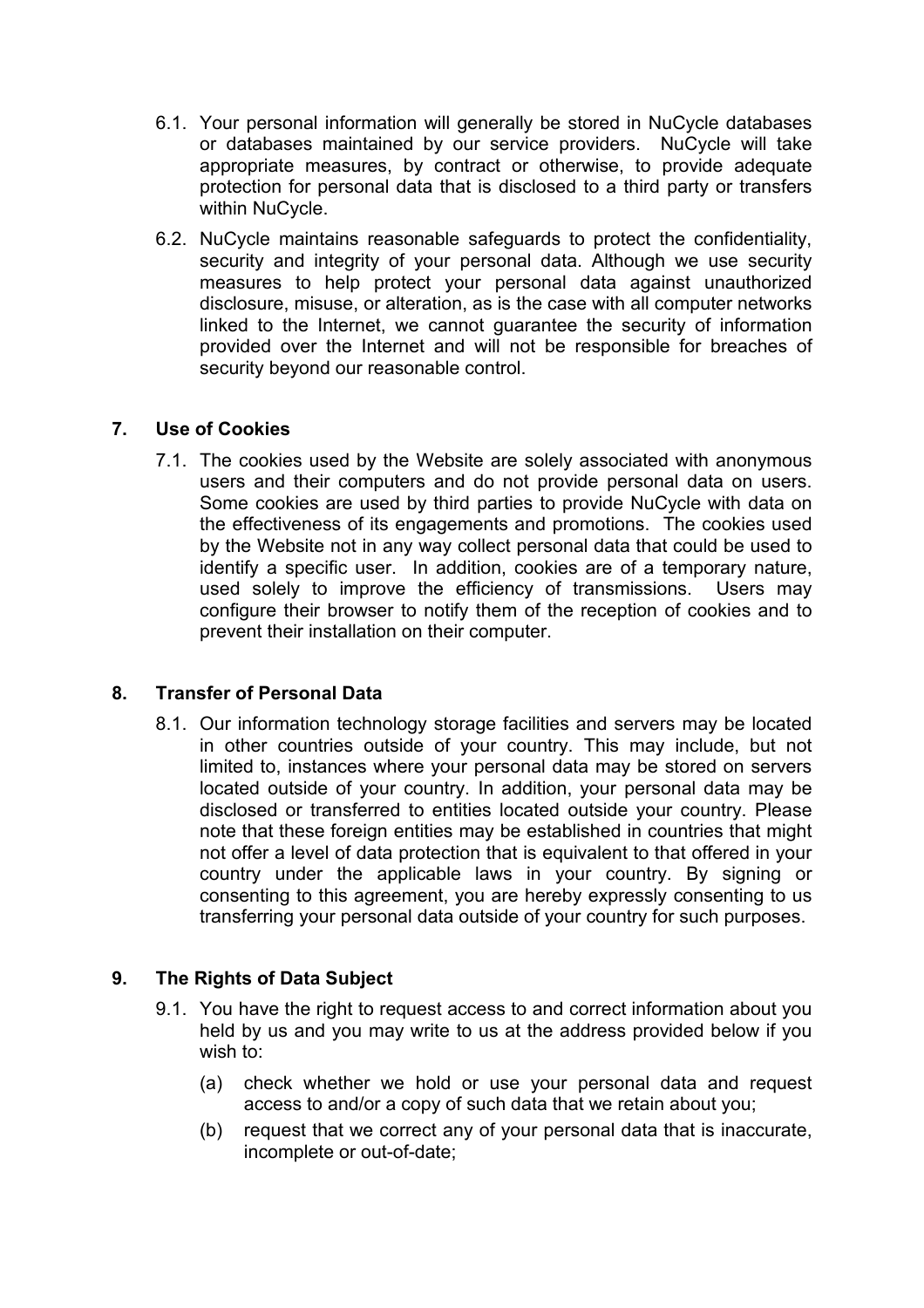6.1. Your personal information will generally be stored in NuCycle databases or databases maintained by our service providers. NuCycle will take appropriate measures, by contract or otherwise, to provide adequate protection for personal data that is disclosed to a third party or transfers within NuCycle.

6.2. NuCycle maintains reasonable safeguards to protect the confidentiality, security and integrity of your personal data. Although we use security measures to help protect your personal data against unauthorized disclosure, misuse, or alteration, as is the case with all computer networks linked to the Internet, we cannot guarantee the security of information provided over the Internet and will not be responsible for breaches of security beyond our reasonable control.

## 7. Use of Cookies

7.1. The cookies used by the Website are solely associated with anonymous users and their computers and do not provide personal data on users. Some cookies are used by third parties to provide NuCycle with data on the effectiveness of its engagements and promotions. The cookies used by the Website not in any way collect personal data that could be used to identify a specific user. In addition, cookies are of a temporary nature, used solely to improve the efficiency of transmissions. Users may configure their browser to notify them of the reception of cookies and to prevent their installation on their computer.

## 8. Transfer of Personal Data

8.1. Our information technology storage facilities and servers may be located in other countries outside of your country. This may include, but not limited to, instances where your personal data may be stored on servers located outside of your country. In addition, your personal data may be disclosed or transferred to entities located outside your country. Please note that these foreign entities may be established in countries that might not offer a level of data protection that is equivalent to that offered in your country under the applicable laws in your country. By signing or consenting to this agreement, you are hereby expressly consenting to us transferring your personal data outside of your country for such purposes.

## 9. The Rights of Data Subject

9.1. You have the right to request access to and correct information about you held by us and you may write to us at the address provided below if you wish to:

(a) check whether we hold or use your personal data and request access to and/or a copy of such data that we retain about you;

(b) request that we correct any of your personal data that is inaccurate, incomplete or out-of-date;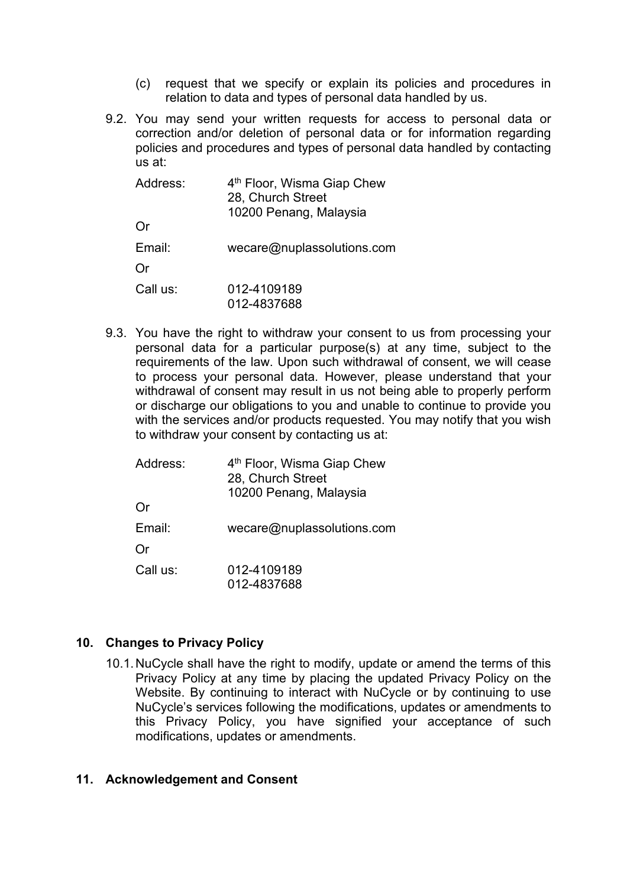(c) request that we specify or explain its policies and procedures in relation to data and types of personal data handled by us.

9.2. You may send your written requests for access to personal data or correction and/or deletion of personal data or for information regarding policies and procedures and types of personal data handled by contacting us at:

Address: 4th Floor, Wisma Giap Chew
28, Church Street
10200 Penang, Malaysia

Or

Email: wecare@nuplassolutions.com

Or

Call us: 012-4109189
012-4837688

9.3. You have the right to withdraw your consent to us from processing your personal data for a particular purpose(s) at any time, subject to the requirements of the law. Upon such withdrawal of consent, we will cease to process your personal data. However, please understand that your withdrawal of consent may result in us not being able to properly perform or discharge our obligations to you and unable to continue to provide you with the services and/or products requested. You may notify that you wish to withdraw your consent by contacting us at:

Address: 4th Floor, Wisma Giap Chew
28, Church Street
10200 Penang, Malaysia

Or

Email: wecare@nuplassolutions.com

Or

Call us: 012-4109189
012-4837688

## 10. Changes to Privacy Policy

10.1. NuCycle shall have the right to modify, update or amend the terms of this Privacy Policy at any time by placing the updated Privacy Policy on the Website. By continuing to interact with NuCycle or by continuing to use NuCycle's services following the modifications, updates or amendments to this Privacy Policy, you have signified your acceptance of such modifications, updates or amendments.

## 11. Acknowledgement and Consent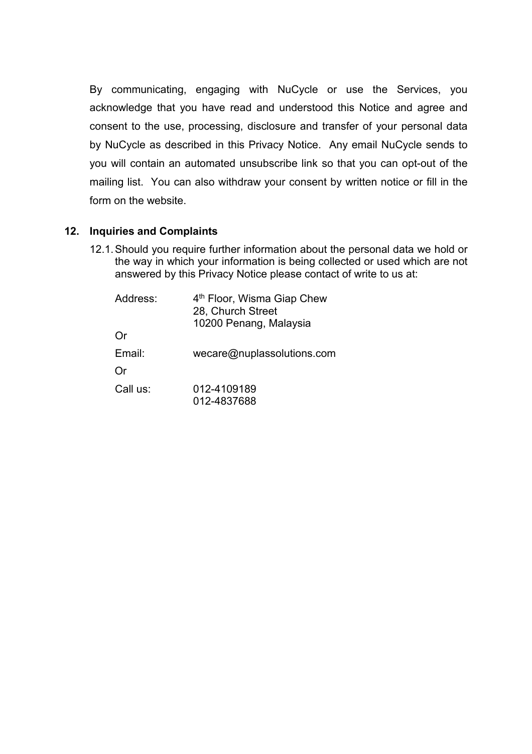By communicating, engaging with NuCycle or use the Services, you acknowledge that you have read and understood this Notice and agree and consent to the use, processing, disclosure and transfer of your personal data by NuCycle as described in this Privacy Notice. Any email NuCycle sends to you will contain an automated unsubscribe link so that you can opt-out of the mailing list. You can also withdraw your consent by written notice or fill in the form on the website.

## 12. Inquiries and Complaints

12.1. Should you require further information about the personal data we hold or the way in which your information is being collected or used which are not answered by this Privacy Notice please contact of write to us at:

Address: 4th Floor, Wisma Giap Chew
28, Church Street
10200 Penang, Malaysia

Or

Email: wecare@nuplassolutions.com

Or

Call us: 012-4109189
012-4837688